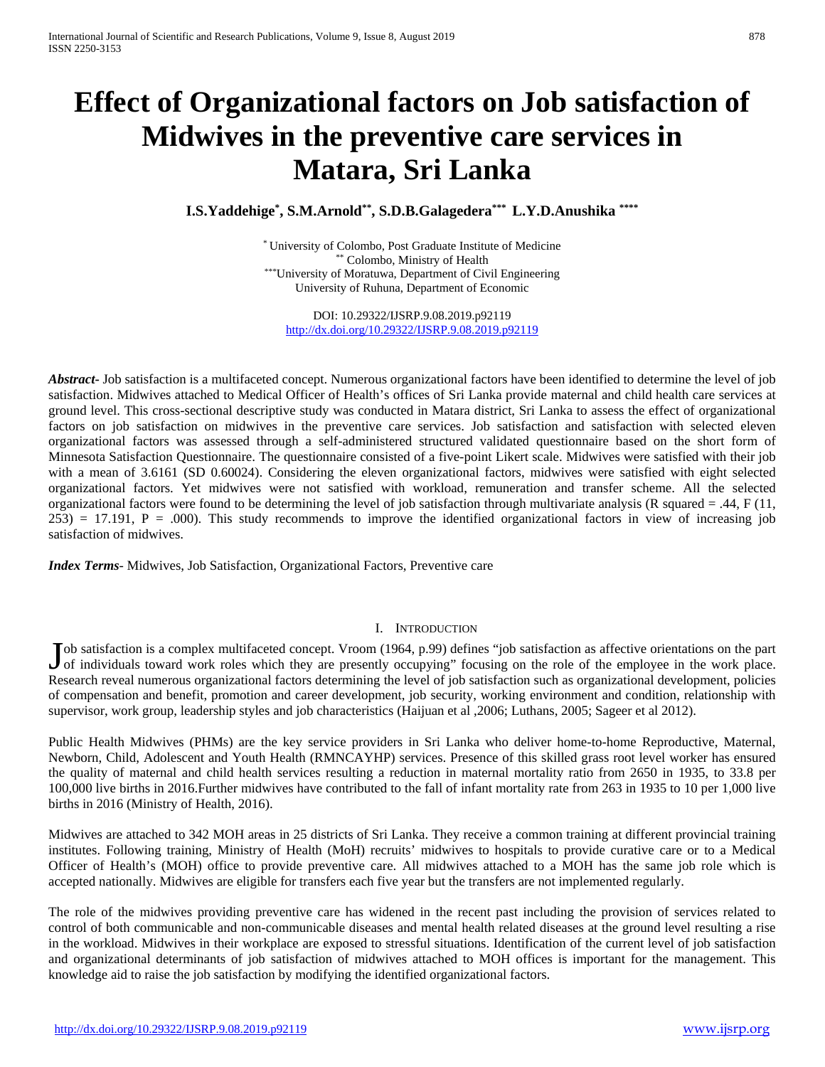# Effect of Organizational factors on Job satisfaction of Midwives in the preventive care services in Matara, Sri Lanka

**I.S.Yaddehige[*], S.M.Arnold[**], S.D.B.Galagedera[***] L.Y.D.Anushika [****]**

[*] University of Colombo, Post Graduate Institute of Medicine
[**] Colombo, Ministry of Health
[***] University of Moratuwa, Department of Civil Engineering
University of Ruhuna, Department of Economic

DOI: 10.29322/IJSRP.9.08.2019.p92119
http://dx.doi.org/10.29322/IJSRP.9.08.2019.p92119

***Abstract-*** Job satisfaction is a multifaceted concept. Numerous organizational factors have been identified to determine the level of job satisfaction. Midwives attached to Medical Officer of Health's offices of Sri Lanka provide maternal and child health care services at ground level. This cross-sectional descriptive study was conducted in Matara district, Sri Lanka to assess the effect of organizational factors on job satisfaction on midwives in the preventive care services. Job satisfaction and satisfaction with selected eleven organizational factors was assessed through a self-administered structured validated questionnaire based on the short form of Minnesota Satisfaction Questionnaire. The questionnaire consisted of a five-point Likert scale. Midwives were satisfied with their job with a mean of 3.6161 (SD 0.60024). Considering the eleven organizational factors, midwives were satisfied with eight selected organizational factors. Yet midwives were not satisfied with workload, remuneration and transfer scheme. All the selected organizational factors were found to be determining the level of job satisfaction through multivariate analysis (R squared = .44, $F(11, 253) = 17.191$, $P = .000$). This study recommends to improve the identified organizational factors in view of increasing job satisfaction of midwives.

***Index Terms*-** Midwives, Job Satisfaction, Organizational Factors, Preventive care

## I. Introduction

Job satisfaction is a complex multifaceted concept. Vroom (1964, p.99) defines "job satisfaction as affective orientations on the part of individuals toward work roles which they are presently occupying" focusing on the role of the employee in the work place. Research reveal numerous organizational factors determining the level of job satisfaction such as organizational development, policies of compensation and benefit, promotion and career development, job security, working environment and condition, relationship with supervisor, work group, leadership styles and job characteristics (Haijuan et al ,2006; Luthans, 2005; Sageer et al 2012).

Public Health Midwives (PHMs) are the key service providers in Sri Lanka who deliver home-to-home Reproductive, Maternal, Newborn, Child, Adolescent and Youth Health (RMNCAYHP) services. Presence of this skilled grass root level worker has ensured the quality of maternal and child health services resulting a reduction in maternal mortality ratio from 2650 in 1935, to 33.8 per 100,000 live births in 2016.Further midwives have contributed to the fall of infant mortality rate from 263 in 1935 to 10 per 1,000 live births in 2016 (Ministry of Health, 2016).

Midwives are attached to 342 MOH areas in 25 districts of Sri Lanka. They receive a common training at different provincial training institutes. Following training, Ministry of Health (MoH) recruits' midwives to hospitals to provide curative care or to a Medical Officer of Health's (MOH) office to provide preventive care. All midwives attached to a MOH has the same job role which is accepted nationally. Midwives are eligible for transfers each five year but the transfers are not implemented regularly.

The role of the midwives providing preventive care has widened in the recent past including the provision of services related to control of both communicable and non-communicable diseases and mental health related diseases at the ground level resulting a rise in the workload. Midwives in their workplace are exposed to stressful situations. Identification of the current level of job satisfaction and organizational determinants of job satisfaction of midwives attached to MOH offices is important for the management. This knowledge aid to raise the job satisfaction by modifying the identified organizational factors.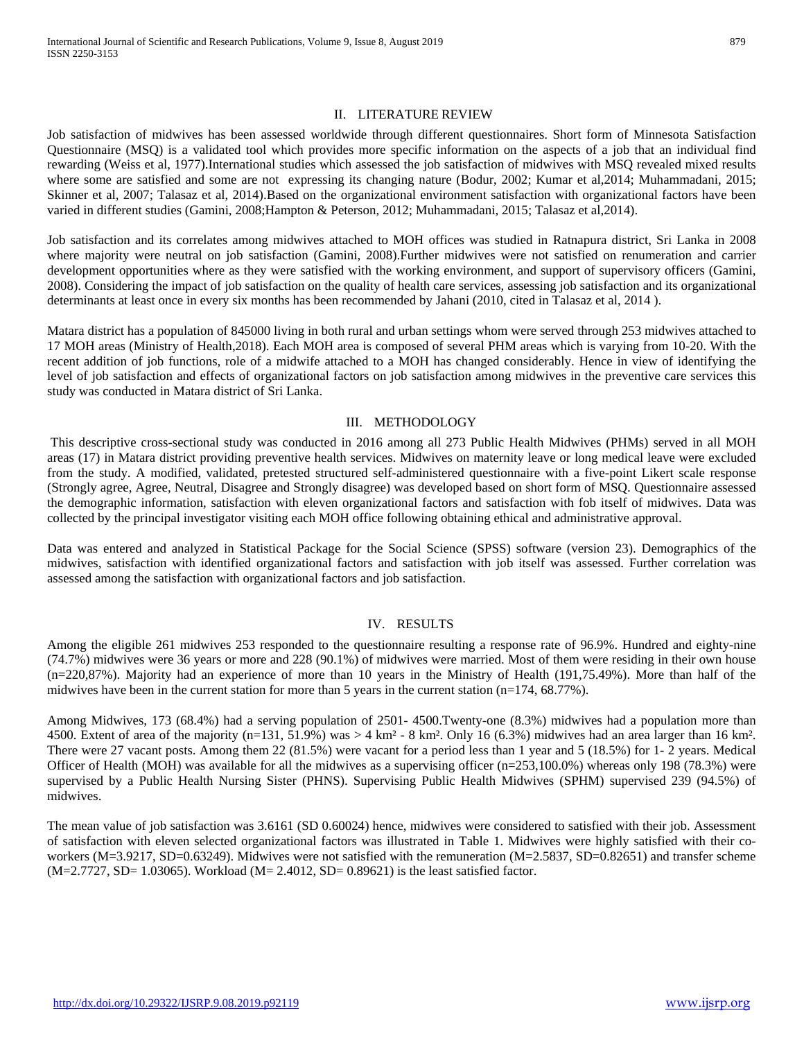## II. LITERATURE REVIEW

Job satisfaction of midwives has been assessed worldwide through different questionnaires. Short form of Minnesota Satisfaction Questionnaire (MSQ) is a validated tool which provides more specific information on the aspects of a job that an individual find rewarding (Weiss et al, 1977).International studies which assessed the job satisfaction of midwives with MSQ revealed mixed results where some are satisfied and some are not expressing its changing nature (Bodur, 2002; Kumar et al,2014; Muhammadani, 2015; Skinner et al, 2007; Talasaz et al, 2014).Based on the organizational environment satisfaction with organizational factors have been varied in different studies (Gamini, 2008;Hampton & Peterson, 2012; Muhammadani, 2015; Talasaz et al,2014).

Job satisfaction and its correlates among midwives attached to MOH offices was studied in Ratnapura district, Sri Lanka in 2008 where majority were neutral on job satisfaction (Gamini, 2008).Further midwives were not satisfied on renumeration and carrier development opportunities where as they were satisfied with the working environment, and support of supervisory officers (Gamini, 2008). Considering the impact of job satisfaction on the quality of health care services, assessing job satisfaction and its organizational determinants at least once in every six months has been recommended by Jahani (2010, cited in Talasaz et al, 2014 ).

Matara district has a population of 845000 living in both rural and urban settings whom were served through 253 midwives attached to 17 MOH areas (Ministry of Health,2018). Each MOH area is composed of several PHM areas which is varying from 10-20. With the recent addition of job functions, role of a midwife attached to a MOH has changed considerably. Hence in view of identifying the level of job satisfaction and effects of organizational factors on job satisfaction among midwives in the preventive care services this study was conducted in Matara district of Sri Lanka.

## III. METHODOLOGY

This descriptive cross-sectional study was conducted in 2016 among all 273 Public Health Midwives (PHMs) served in all MOH areas (17) in Matara district providing preventive health services. Midwives on maternity leave or long medical leave were excluded from the study. A modified, validated, pretested structured self-administered questionnaire with a five-point Likert scale response (Strongly agree, Agree, Neutral, Disagree and Strongly disagree) was developed based on short form of MSQ. Questionnaire assessed the demographic information, satisfaction with eleven organizational factors and satisfaction with fob itself of midwives. Data was collected by the principal investigator visiting each MOH office following obtaining ethical and administrative approval.

Data was entered and analyzed in Statistical Package for the Social Science (SPSS) software (version 23). Demographics of the midwives, satisfaction with identified organizational factors and satisfaction with job itself was assessed. Further correlation was assessed among the satisfaction with organizational factors and job satisfaction.

## IV. RESULTS

Among the eligible 261 midwives 253 responded to the questionnaire resulting a response rate of 96.9%. Hundred and eighty-nine (74.7%) midwives were 36 years or more and 228 (90.1%) of midwives were married. Most of them were residing in their own house (n=220,87%). Majority had an experience of more than 10 years in the Ministry of Health (191,75.49%). More than half of the midwives have been in the current station for more than 5 years in the current station (n=174, 68.77%).

Among Midwives, 173 (68.4%) had a serving population of 2501- 4500.Twenty-one (8.3%) midwives had a population more than 4500. Extent of area of the majority (n=131, 51.9%) was > 4 km² - 8 km². Only 16 (6.3%) midwives had an area larger than 16 km². There were 27 vacant posts. Among them 22 (81.5%) were vacant for a period less than 1 year and 5 (18.5%) for 1- 2 years. Medical Officer of Health (MOH) was available for all the midwives as a supervising officer (n=253,100.0%) whereas only 198 (78.3%) were supervised by a Public Health Nursing Sister (PHNS). Supervising Public Health Midwives (SPHM) supervised 239 (94.5%) of midwives.

The mean value of job satisfaction was 3.6161 (SD 0.60024) hence, midwives were considered to satisfied with their job. Assessment of satisfaction with eleven selected organizational factors was illustrated in Table 1. Midwives were highly satisfied with their co-workers (M=3.9217, SD=0.63249). Midwives were not satisfied with the remuneration (M=2.5837, SD=0.82651) and transfer scheme (M=2.7727, SD= 1.03065). Workload (M= 2.4012, SD= 0.89621) is the least satisfied factor.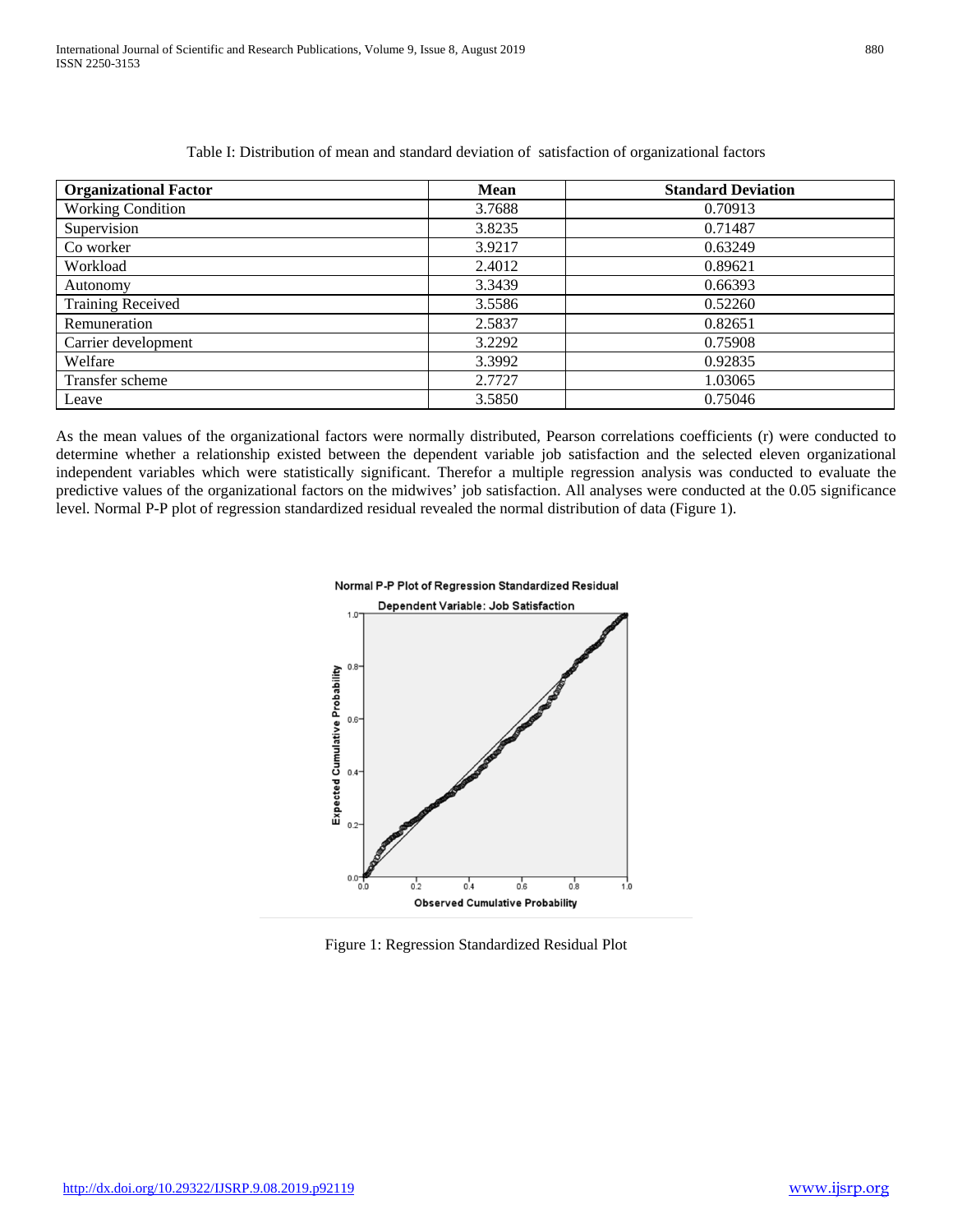Table I: Distribution of mean and standard deviation of satisfaction of organizational factors

| Organizational Factor | Mean | Standard Deviation |
|---|---|---|
| Working Condition | 3.7688 | 0.70913 |
| Supervision | 3.8235 | 0.71487 |
| Co worker | 3.9217 | 0.63249 |
| Workload | 2.4012 | 0.89621 |
| Autonomy | 3.3439 | 0.66393 |
| Training Received | 3.5586 | 0.52260 |
| Remuneration | 2.5837 | 0.82651 |
| Carrier development | 3.2292 | 0.75908 |
| Welfare | 3.3992 | 0.92835 |
| Transfer scheme | 2.7727 | 1.03065 |
| Leave | 3.5850 | 0.75046 |

As the mean values of the organizational factors were normally distributed, Pearson correlations coefficients (r) were conducted to determine whether a relationship existed between the dependent variable job satisfaction and the selected eleven organizational independent variables which were statistically significant. Therefor a multiple regression analysis was conducted to evaluate the predictive values of the organizational factors on the midwives' job satisfaction. All analyses were conducted at the 0.05 significance level. Normal P-P plot of regression standardized residual revealed the normal distribution of data (Figure 1).

Figure 1: Regression Standardized Residual Plot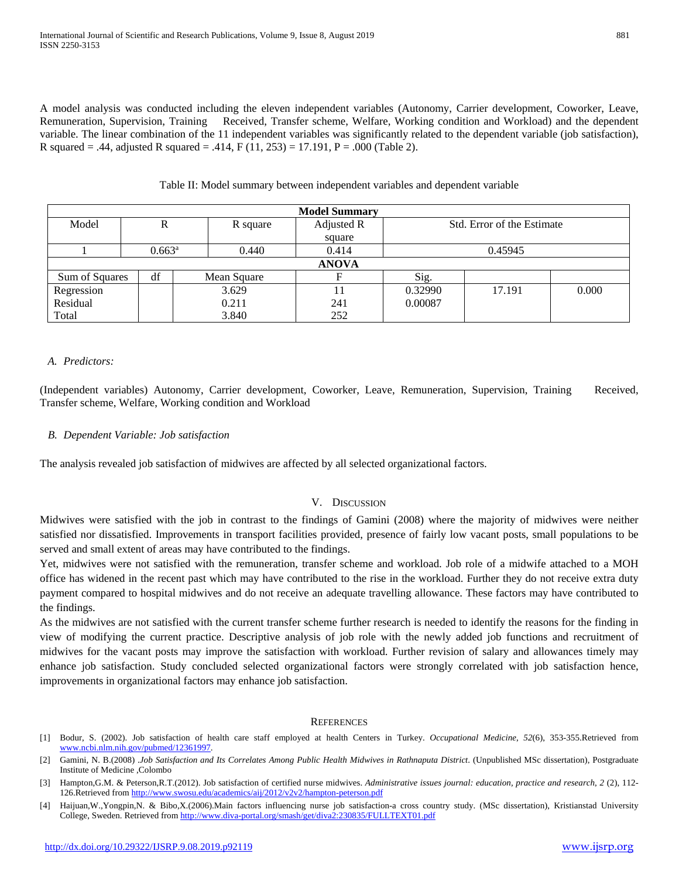A model analysis was conducted including the eleven independent variables (Autonomy, Carrier development, Coworker, Leave, Remuneration, Supervision, Training Received, Transfer scheme, Welfare, Working condition and Workload) and the dependent variable. The linear combination of the 11 independent variables was significantly related to the dependent variable (job satisfaction), R squared = .44, adjusted R squared = .414, F (11, 253) = 17.191, P = .000 (Table 2).

Table II: Model summary between independent variables and dependent variable

| **Model Summary** | | | | | | | |
|---|---|---|---|---|---|---|---|
| Model | R | | R square | Adjusted R square | Std. Error of the Estimate | | |
| 1 | 0.663[a] | | 0.440 | 0.414 | 0.45945 | | |
| **ANOVA** | | | | | | | |
| Sum of Squares | df | Mean Square | | F | Sig. | | |
| Regression | | 3.629 | | 11 | 0.32990 | 17.191 | 0.000 |
| Residual | | 0.211 | | 241 | 0.00087 | | |
| Total | | 3.840 | | 252 | | | |

*A. Predictors:*

(Independent variables) Autonomy, Carrier development, Coworker, Leave, Remuneration, Supervision, Training Received, Transfer scheme, Welfare, Working condition and Workload

*B. Dependent Variable: Job satisfaction*

The analysis revealed job satisfaction of midwives are affected by all selected organizational factors.

## V. Discussion

Midwives were satisfied with the job in contrast to the findings of Gamini (2008) where the majority of midwives were neither satisfied nor dissatisfied. Improvements in transport facilities provided, presence of fairly low vacant posts, small populations to be served and small extent of areas may have contributed to the findings.

Yet, midwives were not satisfied with the remuneration, transfer scheme and workload. Job role of a midwife attached to a MOH office has widened in the recent past which may have contributed to the rise in the workload. Further they do not receive extra duty payment compared to hospital midwives and do not receive an adequate travelling allowance. These factors may have contributed to the findings.

As the midwives are not satisfied with the current transfer scheme further research is needed to identify the reasons for the finding in view of modifying the current practice. Descriptive analysis of job role with the newly added job functions and recruitment of midwives for the vacant posts may improve the satisfaction with workload. Further revision of salary and allowances timely may enhance job satisfaction. Study concluded selected organizational factors were strongly correlated with job satisfaction hence, improvements in organizational factors may enhance job satisfaction.

## References

[1] Bodur, S. (2002). Job satisfaction of health care staff employed at health Centers in Turkey. *Occupational Medicine*, *52*(6), 353-355.Retrieved from www.ncbi.nlm.nih.gov/pubmed/12361997.

[2] Gamini, N. B.(2008) .*Job Satisfaction and Its Correlates Among Public Health Midwives in Rathnaputa District*. (Unpublished MSc dissertation), Postgraduate Institute of Medicine ,Colombo

[3] Hampton,G.M. & Peterson,R.T.(2012). Job satisfaction of certified nurse midwives. *Administrative issues journal: education, practice and research, 2* (2), 112-126.Retrieved from http://www.swosu.edu/academics/aij/2012/v2v2/hampton-peterson.pdf

[4] Haijuan,W.,Yongpin,N. & Bibo,X.(2006).Main factors influencing nurse job satisfaction-a cross country study. (MSc dissertation), Kristianstad University College, Sweden. Retrieved from http://www.diva-portal.org/smash/get/diva2:230835/FULLTEXT01.pdf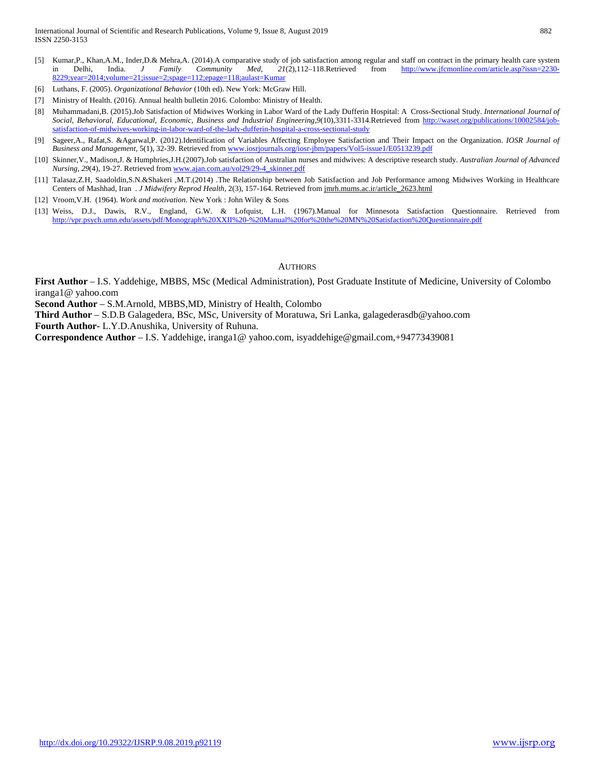[5] Kumar,P., Khan,A.M., Inder,D.& Mehra,A. (2014).A comparative study of job satisfaction among regular and staff on contract in the primary health care system in Delhi, India. *J Family Community Med*, *21*(2),112–118.Retrieved from http://www.jfcmonline.com/article.asp?issn=2230-8229;year=2014;volume=21;issue=2;spage=112;epage=118;aulast=Kumar

[6] Luthans, F. (2005). *Organizational Behavior* (10th ed). New York: McGraw Hill.

[7] Ministry of Health. (2016). Annual health bulletin 2016. Colombo: Ministry of Health.

[8] Muhammadani,B. (2015).Job Satisfaction of Midwives Working in Labor Ward of the Lady Dufferin Hospital: A Cross-Sectional Study. *International Journal of Social, Behavioral, Educational, Economic, Business and Industrial Engineering*,*9*(10),3311-3314.Retrieved from http://waset.org/publications/10002584/job-satisfaction-of-midwives-working-in-labor-ward-of-the-lady-dufferin-hospital-a-cross-sectional-study

[9] Sageer,A., Rafat,S. &Agarwal,P. (2012).Identification of Variables Affecting Employee Satisfaction and Their Impact on the Organization. *IOSR Journal of Business and Management*, 5(1), 32-39. Retrieved from www.iosrjournals.org/iosr-jbm/papers/Vol5-issue1/E0513239.pdf

[10] Skinner,V., Madison,J. & Humphries,J.H.(2007).Job satisfaction of Australian nurses and midwives: A descriptive research study. *Australian Journal of Advanced Nursing*, *29*(4), 19-27. Retrieved from www.ajan.com.au/vol29/29-4_skinner.pdf

[11] Talasaz,Z.H, Saadoldin,S.N.&Shakeri ,M.T.(2014) .The Relationship between Job Satisfaction and Job Performance among Midwives Working in Healthcare Centers of Mashhad, Iran . *J Midwifery Reprod Health*, 2(3), 157-164. Retrieved from jmrh.mums.ac.ir/article_2623.html

[12] Vroom,V.H. (1964). *Work and motivation*. New York : John Wiley & Sons

[13] Weiss, D.J., Dawis, R.V., England, G.W. & Lofquist, L.H. (1967).Manual for Minnesota Satisfaction Questionnaire. Retrieved from http://vpr.psych.umn.edu/assets/pdf/Monograph%20XXII%20-%20Manual%20for%20the%20MN%20Satisfaction%20Questionnaire.pdf

## Authors

**First Author** – I.S. Yaddehige, MBBS, MSc (Medical Administration), Post Graduate Institute of Medicine, University of Colombo iranga1@ yahoo.com

**Second Author** – S.M.Arnold, MBBS,MD, Ministry of Health, Colombo

**Third Author** – S.D.B Galagedera, BSc, MSc, University of Moratuwa, Sri Lanka, galagederasdb@yahoo.com

**Fourth Author-** L.Y.D.Anushika, University of Ruhuna.

**Correspondence Author** – I.S. Yaddehige, iranga1@ yahoo.com, isyaddehige@gmail.com,+94773439081